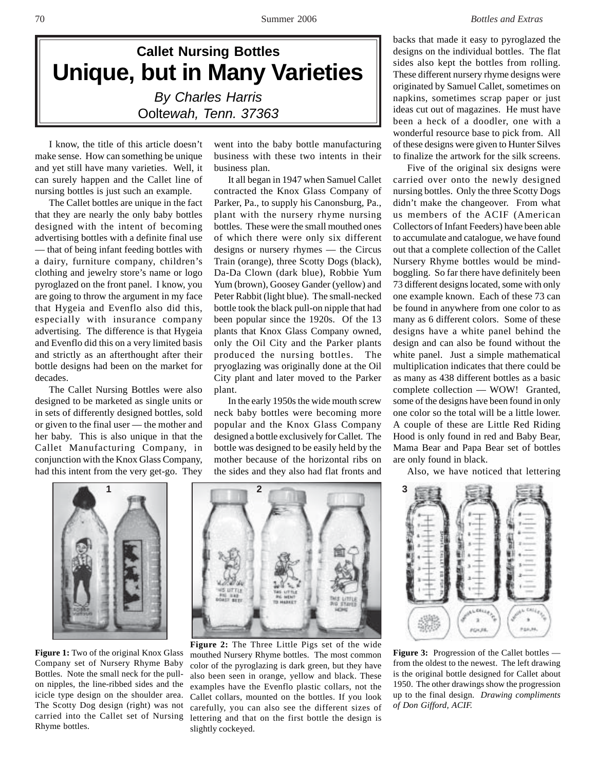## Callet Nursing Bottles

# Unique, but in Many Varieties

*By Charles Harris*
*Ooltewah, Tenn. 37363*

I know, the title of this article doesn't make sense. How can something be unique and yet still have many varieties. Well, it can surely happen and the Callet line of nursing bottles is just such an example.

The Callet bottles are unique in the fact that they are nearly the only baby bottles designed with the intent of becoming advertising bottles with a definite final use — that of being infant feeding bottles with a dairy, furniture company, children's clothing and jewelry store's name or logo pyroglazed on the front panel. I know, you are going to throw the argument in my face that Hygeia and Evenflo also did this, especially with insurance company advertising. The difference is that Hygeia and Evenflo did this on a very limited basis and strictly as an afterthought after their bottle designs had been on the market for decades.

The Callet Nursing Bottles were also designed to be marketed as single units or in sets of differently designed bottles, sold or given to the final user — the mother and her baby. This is also unique in that the Callet Manufacturing Company, in conjunction with the Knox Glass Company, had this intent from the very get-go. They went into the baby bottle manufacturing business with these two intents in their business plan.

It all began in 1947 when Samuel Callet contracted the Knox Glass Company of Parker, Pa., to supply his Canonsburg, Pa., plant with the nursery rhyme nursing bottles. These were the small mouthed ones of which there were only six different designs or nursery rhymes — the Circus Train (orange), three Scotty Dogs (black), Da-Da Clown (dark blue), Robbie Yum Yum (brown), Goosey Gander (yellow) and Peter Rabbit (light blue). The small-necked bottle took the black pull-on nipple that had been popular since the 1920s. Of the 13 plants that Knox Glass Company owned, only the Oil City and the Parker plants produced the nursing bottles. The pryoglazing was originally done at the Oil City plant and later moved to the Parker plant.

In the early 1950s the wide mouth screw neck baby bottles were becoming more popular and the Knox Glass Company designed a bottle exclusively for Callet. The bottle was designed to be easily held by the mother because of the horizontal ribs on the sides and they also had flat fronts and backs that made it easy to pyroglazed the designs on the individual bottles. The flat sides also kept the bottles from rolling. These different nursery rhyme designs were originated by Samuel Callet, sometimes on napkins, sometimes scrap paper or just ideas cut out of magazines. He must have been a heck of a doodler, one with a wonderful resource base to pick from. All of these designs were given to Hunter Silves to finalize the artwork for the silk screens.

Five of the original six designs were carried over onto the newly designed nursing bottles. Only the three Scotty Dogs didn't make the changeover. From what us members of the ACIF (American Collectors of Infant Feeders) have been able to accumulate and catalogue, we have found out that a complete collection of the Callet Nursery Rhyme bottles would be mind-boggling. So far there have definitely been 73 different designs located, some with only one example known. Each of these 73 can be found in anywhere from one color to as many as 6 different colors. Some of these designs have a white panel behind the design and can also be found without the white panel. Just a simple mathematical multiplication indicates that there could be as many as 438 different bottles as a basic complete collection — WOW! Granted, some of the designs have been found in only one color so the total will be a little lower. A couple of these are Little Red Riding Hood is only found in red and Baby Bear, Mama Bear and Papa Bear set of bottles are only found in black.

Also, we have noticed that lettering

**Figure 1:** Two of the original Knox Glass Company set of Nursery Rhyme Baby Bottles. Note the small neck for the pull-on nipples, the line-ribbed sides and the icicle type design on the shoulder area. The Scotty Dog design (right) was not carried into the Callet set of Nursing Rhyme bottles.

**Figure 2:** The Three Little Pigs set of the wide mouthed Nursery Rhyme bottles. The most common color of the pyroglazing is dark green, but they have also been seen in orange, yellow and black. These examples have the Evenflo plastic collars, not the Callet collars, mounted on the bottles. If you look carefully, you can also see the different sizes of lettering and that on the first bottle the design is slightly cockeyed.

**Figure 3:** Progression of the Callet bottles — from the oldest to the newest. The left drawing is the original bottle designed for Callet about 1950. The other drawings show the progression up to the final design. *Drawing compliments of Don Gifford, ACIF.*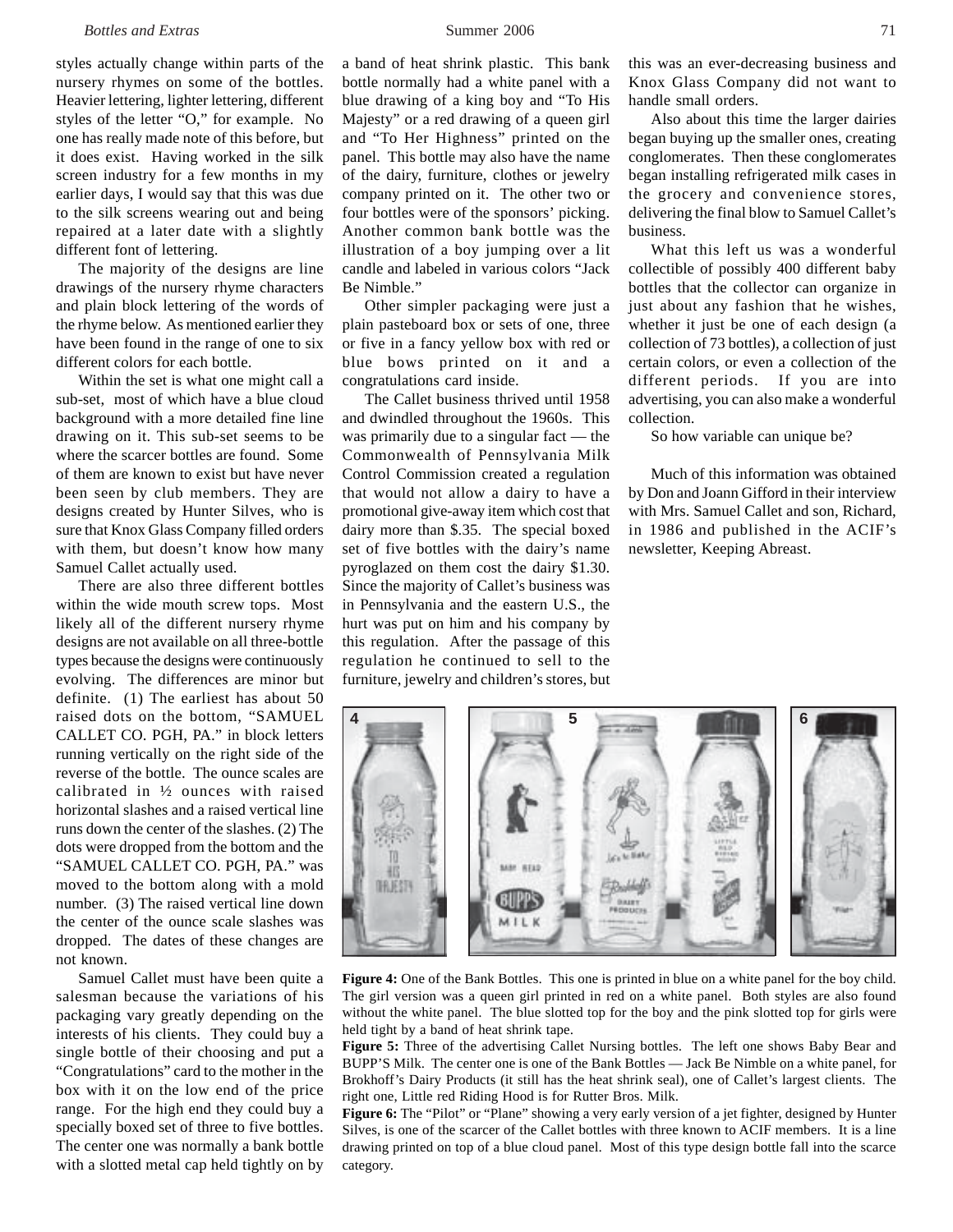styles actually change within parts of the nursery rhymes on some of the bottles. Heavier lettering, lighter lettering, different styles of the letter "O," for example. No one has really made note of this before, but it does exist. Having worked in the silk screen industry for a few months in my earlier days, I would say that this was due to the silk screens wearing out and being repaired at a later date with a slightly different font of lettering.

The majority of the designs are line drawings of the nursery rhyme characters and plain block lettering of the words of the rhyme below. As mentioned earlier they have been found in the range of one to six different colors for each bottle.

Within the set is what one might call a sub-set, most of which have a blue cloud background with a more detailed fine line drawing on it. This sub-set seems to be where the scarcer bottles are found. Some of them are known to exist but have never been seen by club members. They are designs created by Hunter Silves, who is sure that Knox Glass Company filled orders with them, but doesn't know how many Samuel Callet actually used.

There are also three different bottles within the wide mouth screw tops. Most likely all of the different nursery rhyme designs are not available on all three-bottle types because the designs were continuously evolving. The differences are minor but definite. (1) The earliest has about 50 raised dots on the bottom, "SAMUEL CALLET CO. PGH, PA." in block letters running vertically on the right side of the reverse of the bottle. The ounce scales are calibrated in ½ ounces with raised horizontal slashes and a raised vertical line runs down the center of the slashes. (2) The dots were dropped from the bottom and the "SAMUEL CALLET CO. PGH, PA." was moved to the bottom along with a mold number. (3) The raised vertical line down the center of the ounce scale slashes was dropped. The dates of these changes are not known.

Samuel Callet must have been quite a salesman because the variations of his packaging vary greatly depending on the interests of his clients. They could buy a single bottle of their choosing and put a "Congratulations" card to the mother in the box with it on the low end of the price range. For the high end they could buy a specially boxed set of three to five bottles. The center one was normally a bank bottle with a slotted metal cap held tightly on by a band of heat shrink plastic. This bank bottle normally had a white panel with a blue drawing of a king boy and "To His Majesty" or a red drawing of a queen girl and "To Her Highness" printed on the panel. This bottle may also have the name of the dairy, furniture, clothes or jewelry company printed on it. The other two or four bottles were of the sponsors' picking. Another common bank bottle was the illustration of a boy jumping over a lit candle and labeled in various colors "Jack Be Nimble."

Other simpler packaging were just a plain pasteboard box or sets of one, three or five in a fancy yellow box with red or blue bows printed on it and a congratulations card inside.

The Callet business thrived until 1958 and dwindled throughout the 1960s. This was primarily due to a singular fact — the Commonwealth of Pennsylvania Milk Control Commission created a regulation that would not allow a dairy to have a promotional give-away item which cost that dairy more than \$.35. The special boxed set of five bottles with the dairy's name pyroglazed on them cost the dairy \$1.30. Since the majority of Callet's business was in Pennsylvania and the eastern U.S., the hurt was put on him and his company by this regulation. After the passage of this regulation he continued to sell to the furniture, jewelry and children's stores, but this was an ever-decreasing business and Knox Glass Company did not want to handle small orders.

Also about this time the larger dairies began buying up the smaller ones, creating conglomerates. Then these conglomerates began installing refrigerated milk cases in the grocery and convenience stores, delivering the final blow to Samuel Callet's business.

What this left us was a wonderful collectible of possibly 400 different baby bottles that the collector can organize in just about any fashion that he wishes, whether it just be one of each design (a collection of 73 bottles), a collection of just certain colors, or even a collection of the different periods. If you are into advertising, you can also make a wonderful collection.

So how variable can unique be?

Much of this information was obtained by Don and Joann Gifford in their interview with Mrs. Samuel Callet and son, Richard, in 1986 and published in the ACIF's newsletter, Keeping Abreast.

**Figure 4:** One of the Bank Bottles. This one is printed in blue on a white panel for the boy child. The girl version was a queen girl printed in red on a white panel. Both styles are also found without the white panel. The blue slotted top for the boy and the pink slotted top for girls were held tight by a band of heat shrink tape.

**Figure 5:** Three of the advertising Callet Nursing bottles. The left one shows Baby Bear and BUPP'S Milk. The center one is one of the Bank Bottles — Jack Be Nimble on a white panel, for Brokhoff's Dairy Products (it still has the heat shrink seal), one of Callet's largest clients. The right one, Little red Riding Hood is for Rutter Bros. Milk.

**Figure 6:** The "Pilot" or "Plane" showing a very early version of a jet fighter, designed by Hunter Silves, is one of the scarcer of the Callet bottles with three known to ACIF members. It is a line drawing printed on top of a blue cloud panel. Most of this type design bottle fall into the scarce category.